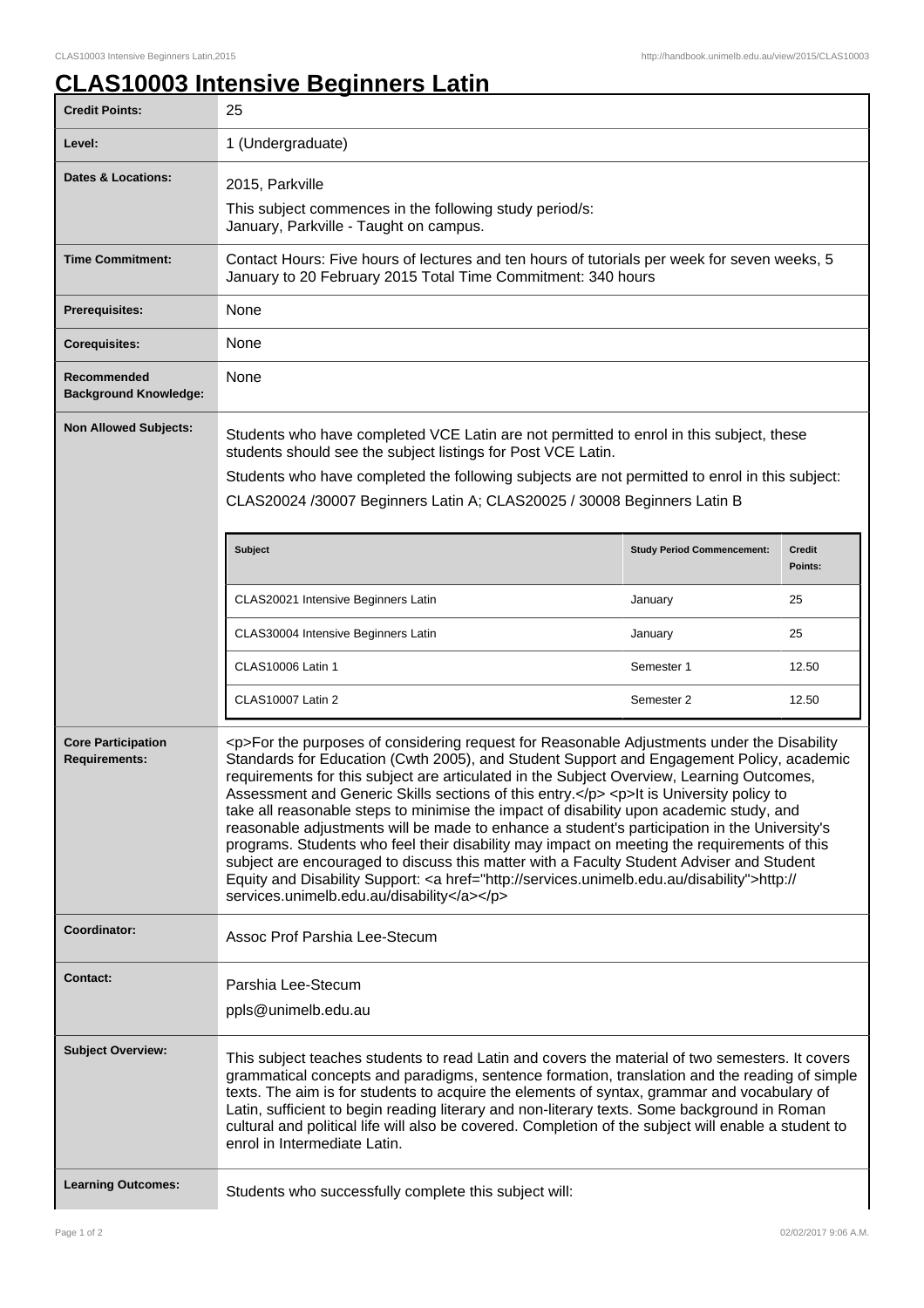# CLAS10003 Intensive Beginners Latin

| | |
|---|---|
| **Credit Points:** | 25 |
| **Level:** | 1 (Undergraduate) |
| **Dates & Locations:** | 2015, Parkville<br>This subject commences in the following study period/s:<br>January, Parkville - Taught on campus. |
| **Time Commitment:** | Contact Hours: Five hours of lectures and ten hours of tutorials per week for seven weeks, 5 January to 20 February 2015 Total Time Commitment: 340 hours |
| **Prerequisites:** | None |
| **Corequisites:** | None |
| **Recommended Background Knowledge:** | None |
| **Non Allowed Subjects:** | Students who have completed VCE Latin are not permitted to enrol in this subject, these students should see the subject listings for Post VCE Latin.<br>Students who have completed the following subjects are not permitted to enrol in this subject:<br>CLAS20024 /30007 Beginners Latin A; CLAS20025 / 30008 Beginners Latin B |

| Subject | Study Period Commencement: | Credit Points: |
|---|---|---|
| CLAS20021 Intensive Beginners Latin | January | 25 |
| CLAS30004 Intensive Beginners Latin | January | 25 |
| CLAS10006 Latin 1 | Semester 1 | 12.50 |
| CLAS10007 Latin 2 | Semester 2 | 12.50 |

| | |
|---|---|
| **Core Participation Requirements:** | <p>For the purposes of considering request for Reasonable Adjustments under the Disability Standards for Education (Cwth 2005), and Student Support and Engagement Policy, academic requirements for this subject are articulated in the Subject Overview, Learning Outcomes, Assessment and Generic Skills sections of this entry.</p> <p>It is University policy to take all reasonable steps to minimise the impact of disability upon academic study, and reasonable adjustments will be made to enhance a student's participation in the University's programs. Students who feel their disability may impact on meeting the requirements of this subject are encouraged to discuss this matter with a Faculty Student Adviser and Student Equity and Disability Support: <a href="http://services.unimelb.edu.au/disability">http://services.unimelb.edu.au/disability</a></p> |
| **Coordinator:** | Assoc Prof Parshia Lee-Stecum |
| **Contact:** | Parshia Lee-Stecum<br>ppls@unimelb.edu.au |
| **Subject Overview:** | This subject teaches students to read Latin and covers the material of two semesters. It covers grammatical concepts and paradigms, sentence formation, translation and the reading of simple texts. The aim is for students to acquire the elements of syntax, grammar and vocabulary of Latin, sufficient to begin reading literary and non-literary texts. Some background in Roman cultural and political life will also be covered. Completion of the subject will enable a student to enrol in Intermediate Latin. |
| **Learning Outcomes:** | Students who successfully complete this subject will: |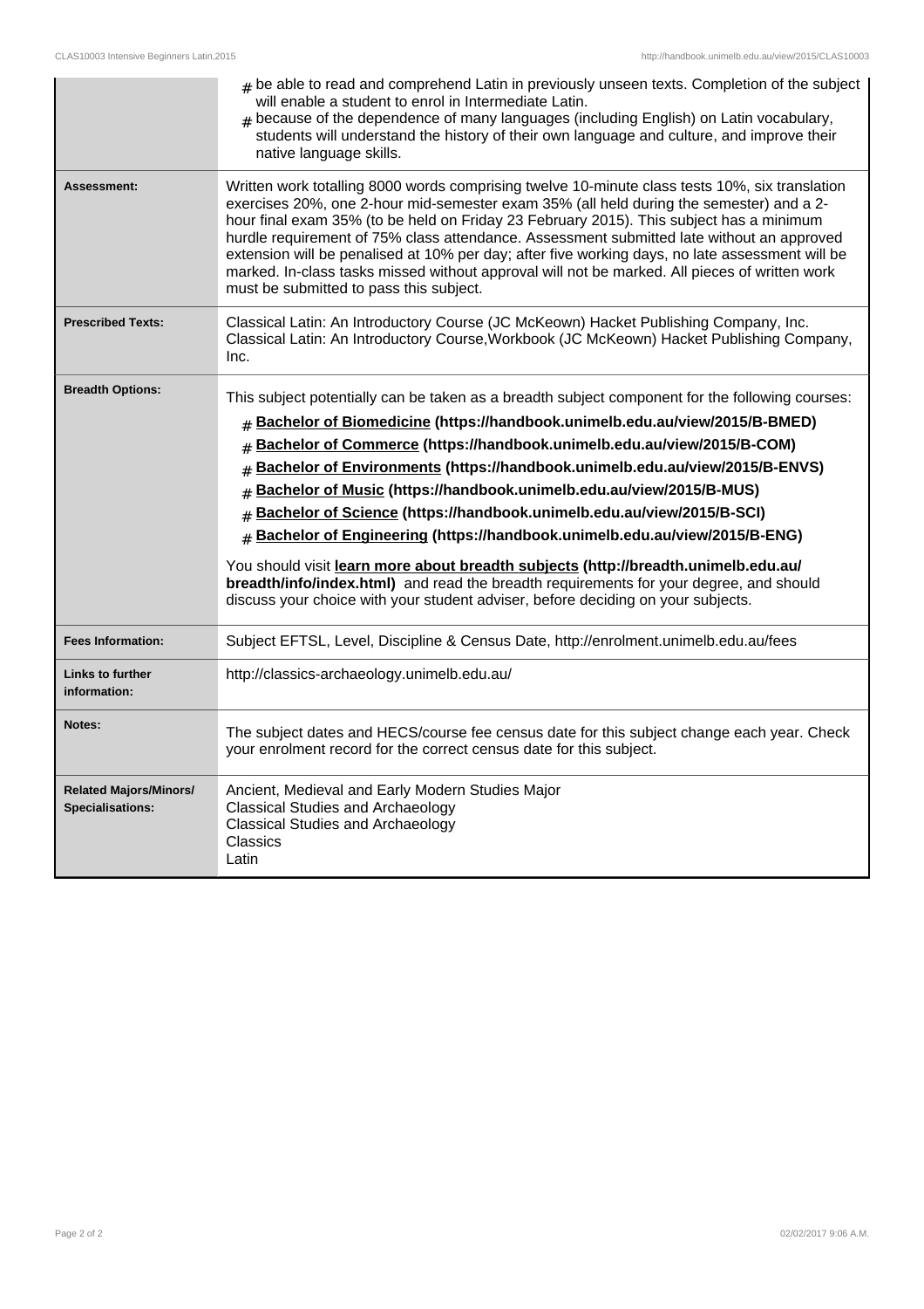| | |
|---|---|
| | # be able to read and comprehend Latin in previously unseen texts. Completion of the subject will enable a student to enrol in Intermediate Latin.<br># because of the dependence of many languages (including English) on Latin vocabulary, students will understand the history of their own language and culture, and improve their native language skills. |
| **Assessment:** | Written work totalling 8000 words comprising twelve 10-minute class tests 10%, six translation exercises 20%, one 2-hour mid-semester exam 35% (all held during the semester) and a 2-hour final exam 35% (to be held on Friday 23 February 2015). This subject has a minimum hurdle requirement of 75% class attendance. Assessment submitted late without an approved extension will be penalised at 10% per day; after five working days, no late assessment will be marked. In-class tasks missed without approval will not be marked. All pieces of written work must be submitted to pass this subject. |
| **Prescribed Texts:** | Classical Latin: An Introductory Course (JC McKeown) Hacket Publishing Company, Inc.<br>Classical Latin: An Introductory Course,Workbook (JC McKeown) Hacket Publishing Company, Inc. |
| **Breadth Options:** | This subject potentially can be taken as a breadth subject component for the following courses:<br># **Bachelor of Biomedicine (https://handbook.unimelb.edu.au/view/2015/B-BMED)**<br># **Bachelor of Commerce (https://handbook.unimelb.edu.au/view/2015/B-COM)**<br># **Bachelor of Environments (https://handbook.unimelb.edu.au/view/2015/B-ENVS)**<br># **Bachelor of Music (https://handbook.unimelb.edu.au/view/2015/B-MUS)**<br># **Bachelor of Science (https://handbook.unimelb.edu.au/view/2015/B-SCI)**<br># **Bachelor of Engineering (https://handbook.unimelb.edu.au/view/2015/B-ENG)**<br>You should visit **learn more about breadth subjects (http://breadth.unimelb.edu.au/breadth/info/index.html)** and read the breadth requirements for your degree, and should discuss your choice with your student adviser, before deciding on your subjects. |
| **Fees Information:** | Subject EFTSL, Level, Discipline & Census Date, http://enrolment.unimelb.edu.au/fees |
| **Links to further information:** | http://classics-archaeology.unimelb.edu.au/ |
| **Notes:** | The subject dates and HECS/course fee census date for this subject change each year. Check your enrolment record for the correct census date for this subject. |
| **Related Majors/Minors/ Specialisations:** | Ancient, Medieval and Early Modern Studies Major<br>Classical Studies and Archaeology<br>Classical Studies and Archaeology<br>Classics<br>Latin |